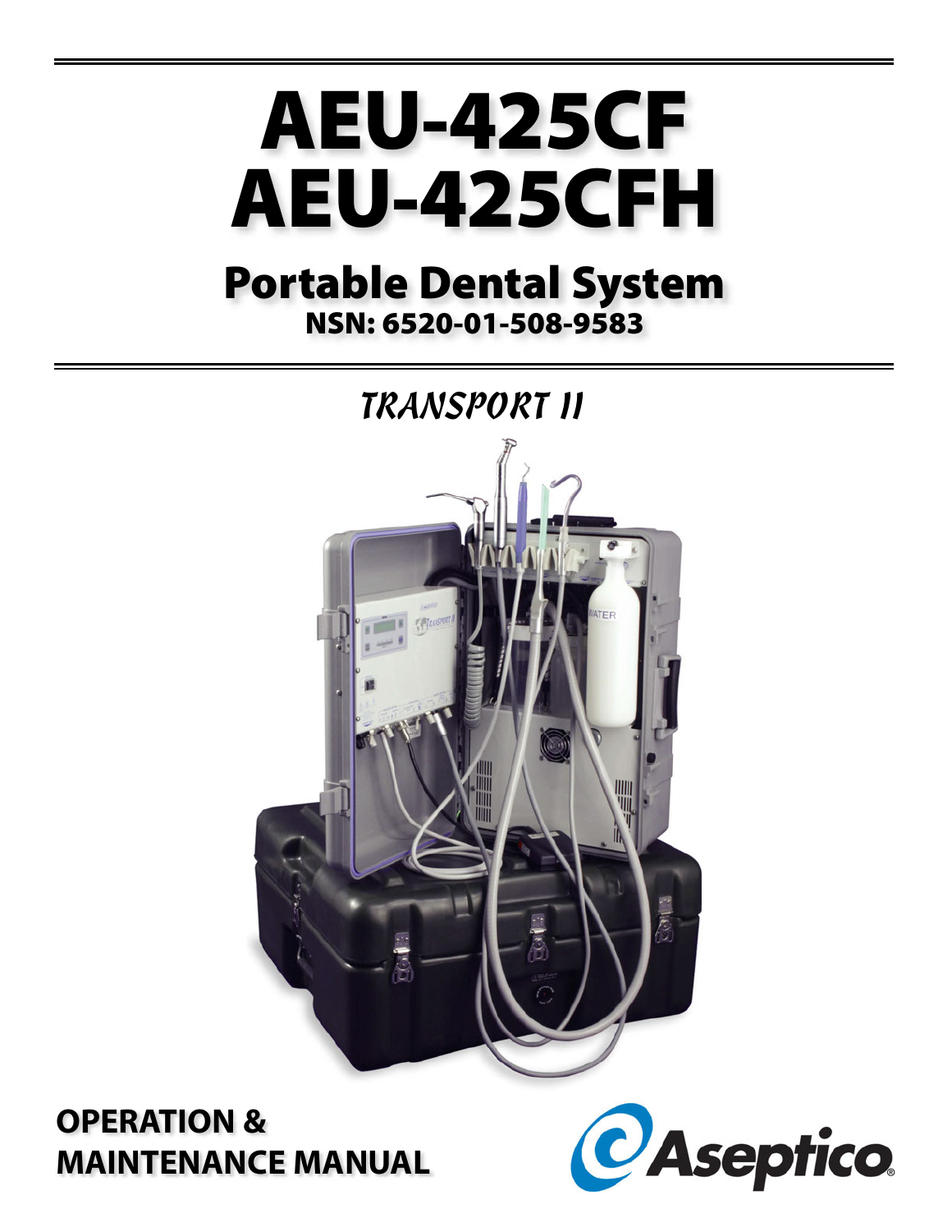# AEU-425CF
# AEU-425CFH

## Portable Dental System

**NSN: 6520-01-508-9583**

*TRANSPORT II*

**OPERATION & MAINTENANCE MANUAL**

Aseptico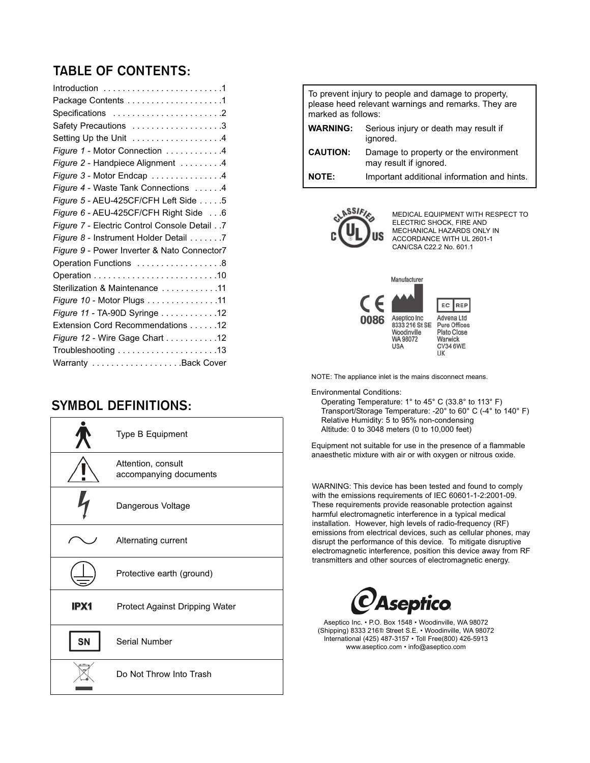## TABLE OF CONTENTS:

Introduction . . . . . . . . . . . . . . . . . . . . . . . . .1
Package Contents . . . . . . . . . . . . . . . . . . . .1
Specifications . . . . . . . . . . . . . . . . . . . . . . .2
Safety Precautions . . . . . . . . . . . . . . . . . . .3
Setting Up the Unit . . . . . . . . . . . . . . . . . . .4
*Figure 1* - Motor Connection . . . . . . . . . . . .4
*Figure 2* - Handpiece Alignment . . . . . . . . .4
*Figure 3* - Motor Endcap . . . . . . . . . . . . . . .4
*Figure 4* - Waste Tank Connections . . . . . .4
*Figure 5* - AEU-425CF/CFH Left Side . . . . .5
*Figure 6* - AEU-425CF/CFH Right Side . . .6
*Figure 7* - Electric Control Console Detail . .7
*Figure 8* - Instrument Holder Detail . . . . . . .7
*Figure 9* - Power Inverter & Nato Connector7
Operation Functions . . . . . . . . . . . . . . . . . .8
Operation . . . . . . . . . . . . . . . . . . . . . . . . . .10
Sterilization & Maintenance . . . . . . . . . . . .11
*Figure 10* - Motor Plugs . . . . . . . . . . . . . . .11
*Figure 11* - TA-90D Syringe . . . . . . . . . . . .12
Extension Cord Recommendations . . . . . .12
*Figure 12* - Wire Gage Chart . . . . . . . . . . .12
Troubleshooting . . . . . . . . . . . . . . . . . . . . .13
Warranty . . . . . . . . . . . . . . . . . . .Back Cover

## SYMBOL DEFINITIONS:

| Symbol | Definition |
|---|---|
| | Type B Equipment |
| | Attention, consult accompanying documents |
| | Dangerous Voltage |
| | Alternating current |
| | Protective earth (ground) |
| IPX1 | Protect Against Dripping Water |
| SN | Serial Number |
| | Do Not Throw Into Trash |

To prevent injury to people and damage to property, please heed relevant warnings and remarks. They are marked as follows:

| | |
|---|---|
| **WARNING:** | Serious injury or death may result if ignored. |
| **CAUTION:** | Damage to property or the environment may result if ignored. |
| **NOTE:** | Important additional information and hints. |

CLASSIFIED C UL US

MEDICAL EQUIPMENT WITH RESPECT TO ELECTRIC SHOCK, FIRE AND MECHANICAL HAZARDS ONLY IN ACCORDANCE WITH UL 2601-1 CAN/CSA C22.2 No. 601.1

CE 0086

Manufacturer
Aseptico Inc
8333 216 St SE
Woodinville
WA 98072
USA

EC REP
Advena Ltd
Pure Offices
Plato Close
Warwick
CV34 6WE
UK

NOTE: The appliance inlet is the mains disconnect means.

Environmental Conditions:
Operating Temperature: 1° to 45° C (33.8° to 113° F)
Transport/Storage Temperature: -20° to 60° C (-4° to 140° F)
Relative Humidity: 5 to 95% non-condensing
Altitude: 0 to 3048 meters (0 to 10,000 feet)

Equipment not suitable for use in the presence of a flammable anaesthetic mixture with air or with oxygen or nitrous oxide.

WARNING: This device has been tested and found to comply with the emissions requirements of IEC 60601-1-2:2001-09. These requirements provide reasonable protection against harmful electromagnetic interference in a typical medical installation. However, high levels of radio-frequency (RF) emissions from electrical devices, such as cellular phones, may disrupt the performance of this device. To mitigate disruptive electromagnetic interference, position this device away from RF transmitters and other sources of electromagnetic energy.

Aseptico

Aseptico Inc. • P.O. Box 1548 • Woodinville, WA 98072
(Shipping) 8333 216th Street S.E. • Woodinville, WA 98072
International (425) 487-3157 • Toll Free(800) 426-5913
www.aseptico.com • info@aseptico.com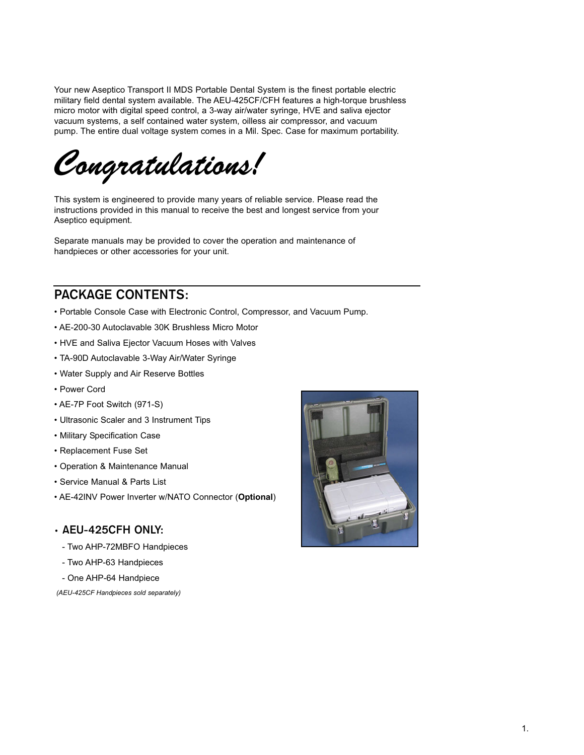Your new Aseptico Transport II MDS Portable Dental System is the finest portable electric military field dental system available. The AEU-425CF/CFH features a high-torque brushless micro motor with digital speed control, a 3-way air/water syringe, HVE and saliva ejector vacuum systems, a self contained water system, oilless air compressor, and vacuum pump. The entire dual voltage system comes in a Mil. Spec. Case for maximum portability.

# *Congratulations!*

This system is engineered to provide many years of reliable service. Please read the instructions provided in this manual to receive the best and longest service from your Aseptico equipment.

Separate manuals may be provided to cover the operation and maintenance of handpieces or other accessories for your unit.

## PACKAGE CONTENTS:

- Portable Console Case with Electronic Control, Compressor, and Vacuum Pump.
- AE-200-30 Autoclavable 30K Brushless Micro Motor
- HVE and Saliva Ejector Vacuum Hoses with Valves
- TA-90D Autoclavable 3-Way Air/Water Syringe
- Water Supply and Air Reserve Bottles
- Power Cord
- AE-7P Foot Switch (971-S)
- Ultrasonic Scaler and 3 Instrument Tips
- Military Specification Case
- Replacement Fuse Set
- Operation & Maintenance Manual
- Service Manual & Parts List
- AE-42INV Power Inverter w/NATO Connector (**Optional**)

### • AEU-425CFH ONLY:

- Two AHP-72MBFO Handpieces
- Two AHP-63 Handpieces
- One AHP-64 Handpiece

*(AEU-425CF Handpieces sold separately)*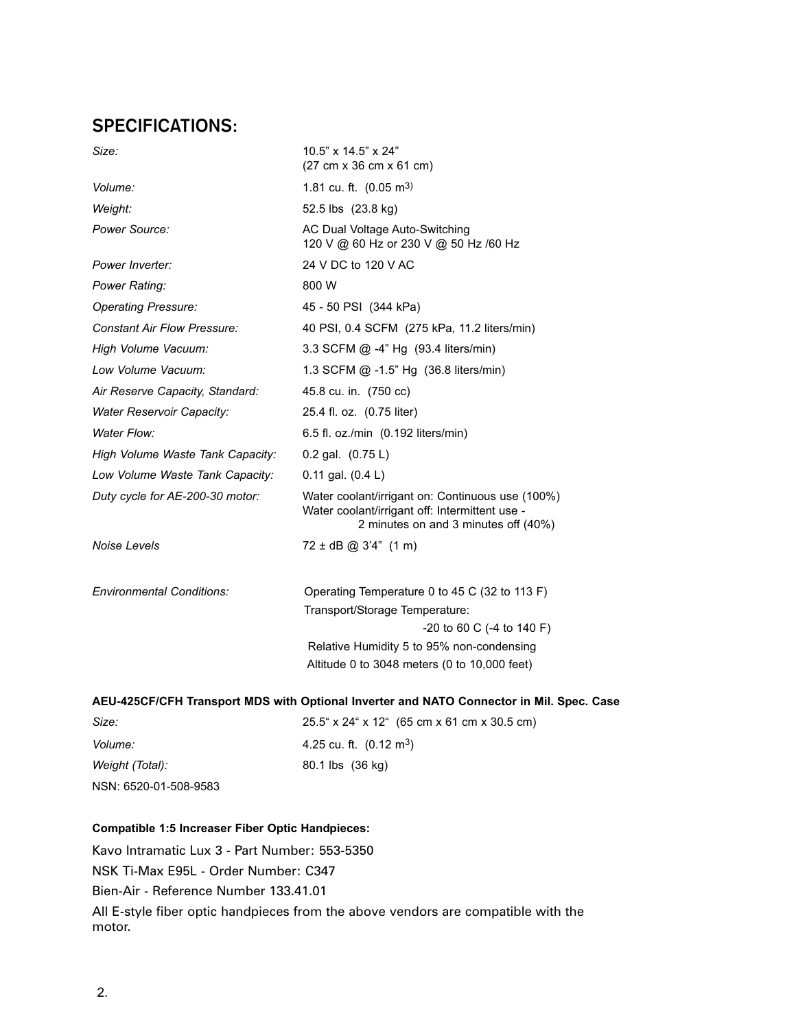## SPECIFICATIONS:

| | |
|---|---|
| *Size:* | 10.5" x 14.5" x 24" (27 cm x 36 cm x 61 cm) |
| *Volume:* | 1.81 cu. ft. (0.05 $m^3$) |
| *Weight:* | 52.5 lbs (23.8 kg) |
| *Power Source:* | AC Dual Voltage Auto-Switching 120 V @ 60 Hz or 230 V @ 50 Hz /60 Hz |
| *Power Inverter:* | 24 V DC to 120 V AC |
| *Power Rating:* | 800 W |
| *Operating Pressure:* | 45 - 50 PSI (344 kPa) |
| *Constant Air Flow Pressure:* | 40 PSI, 0.4 SCFM (275 kPa, 11.2 liters/min) |
| *High Volume Vacuum:* | 3.3 SCFM @ -4" Hg (93.4 liters/min) |
| *Low Volume Vacuum:* | 1.3 SCFM @ -1.5" Hg (36.8 liters/min) |
| *Air Reserve Capacity, Standard:* | 45.8 cu. in. (750 cc) |
| *Water Reservoir Capacity:* | 25.4 fl. oz. (0.75 liter) |
| *Water Flow:* | 6.5 fl. oz./min (0.192 liters/min) |
| *High Volume Waste Tank Capacity:* | 0.2 gal. (0.75 L) |
| *Low Volume Waste Tank Capacity:* | 0.11 gal. (0.4 L) |
| *Duty cycle for AE-200-30 motor:* | Water coolant/irrigant on: Continuous use (100%) Water coolant/irrigant off: Intermittent use - 2 minutes on and 3 minutes off (40%) |
| *Noise Levels* | 72 ± dB @ 3'4" (1 m) |
| *Environmental Conditions:* | Operating Temperature 0 to 45 C (32 to 113 F) Transport/Storage Temperature: -20 to 60 C (-4 to 140 F) Relative Humidity 5 to 95% non-condensing Altitude 0 to 3048 meters (0 to 10,000 feet) |

**AEU-425CF/CFH Transport MDS with Optional Inverter and NATO Connector in Mil. Spec. Case**

| | |
|---|---|
| *Size:* | 25.5" x 24" x 12" (65 cm x 61 cm x 30.5 cm) |
| *Volume:* | 4.25 cu. ft. (0.12 $m^3$) |
| *Weight (Total):* | 80.1 lbs (36 kg) |

NSN: 6520-01-508-9583

**Compatible 1:5 Increaser Fiber Optic Handpieces:**

Kavo Intramatic Lux 3 - Part Number: 553-5350

NSK Ti-Max E95L - Order Number: C347

Bien-Air - Reference Number 133.41.01

All E-style fiber optic handpieces from the above vendors are compatible with the motor.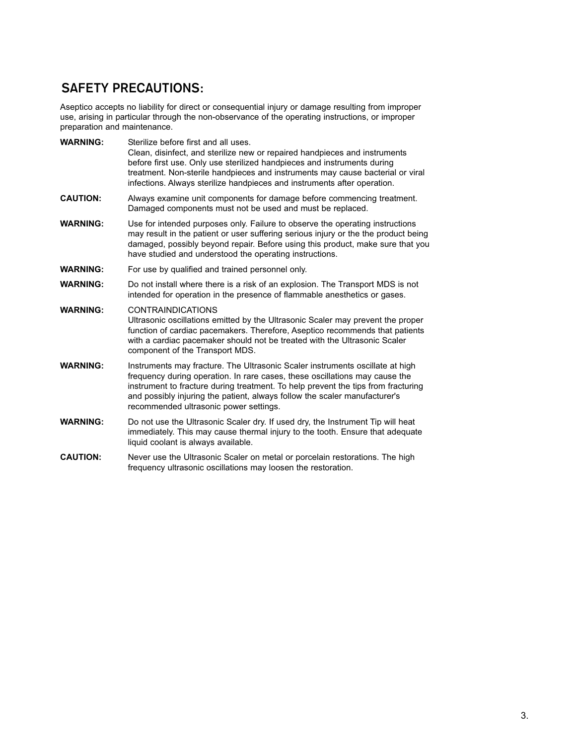## SAFETY PRECAUTIONS:

Aseptico accepts no liability for direct or consequential injury or damage resulting from improper use, arising in particular through the non-observance of the operating instructions, or improper preparation and maintenance.

**WARNING:** Sterilize before first and all uses.
Clean, disinfect, and sterilize new or repaired handpieces and instruments before first use. Only use sterilized handpieces and instruments during treatment. Non-sterile handpieces and instruments may cause bacterial or viral infections. Always sterilize handpieces and instruments after operation.

**CAUTION:** Always examine unit components for damage before commencing treatment. Damaged components must not be used and must be replaced.

**WARNING:** Use for intended purposes only. Failure to observe the operating instructions may result in the patient or user suffering serious injury or the the product being damaged, possibly beyond repair. Before using this product, make sure that you have studied and understood the operating instructions.

**WARNING:** For use by qualified and trained personnel only.

**WARNING:** Do not install where there is a risk of an explosion. The Transport MDS is not intended for operation in the presence of flammable anesthetics or gases.

**WARNING:** CONTRAINDICATIONS
Ultrasonic oscillations emitted by the Ultrasonic Scaler may prevent the proper function of cardiac pacemakers. Therefore, Aseptico recommends that patients with a cardiac pacemaker should not be treated with the Ultrasonic Scaler component of the Transport MDS.

**WARNING:** Instruments may fracture. The Ultrasonic Scaler instruments oscillate at high frequency during operation. In rare cases, these oscillations may cause the instrument to fracture during treatment. To help prevent the tips from fracturing and possibly injuring the patient, always follow the scaler manufacturer's recommended ultrasonic power settings.

**WARNING:** Do not use the Ultrasonic Scaler dry. If used dry, the Instrument Tip will heat immediately. This may cause thermal injury to the tooth. Ensure that adequate liquid coolant is always available.

**CAUTION:** Never use the Ultrasonic Scaler on metal or porcelain restorations. The high frequency ultrasonic oscillations may loosen the restoration.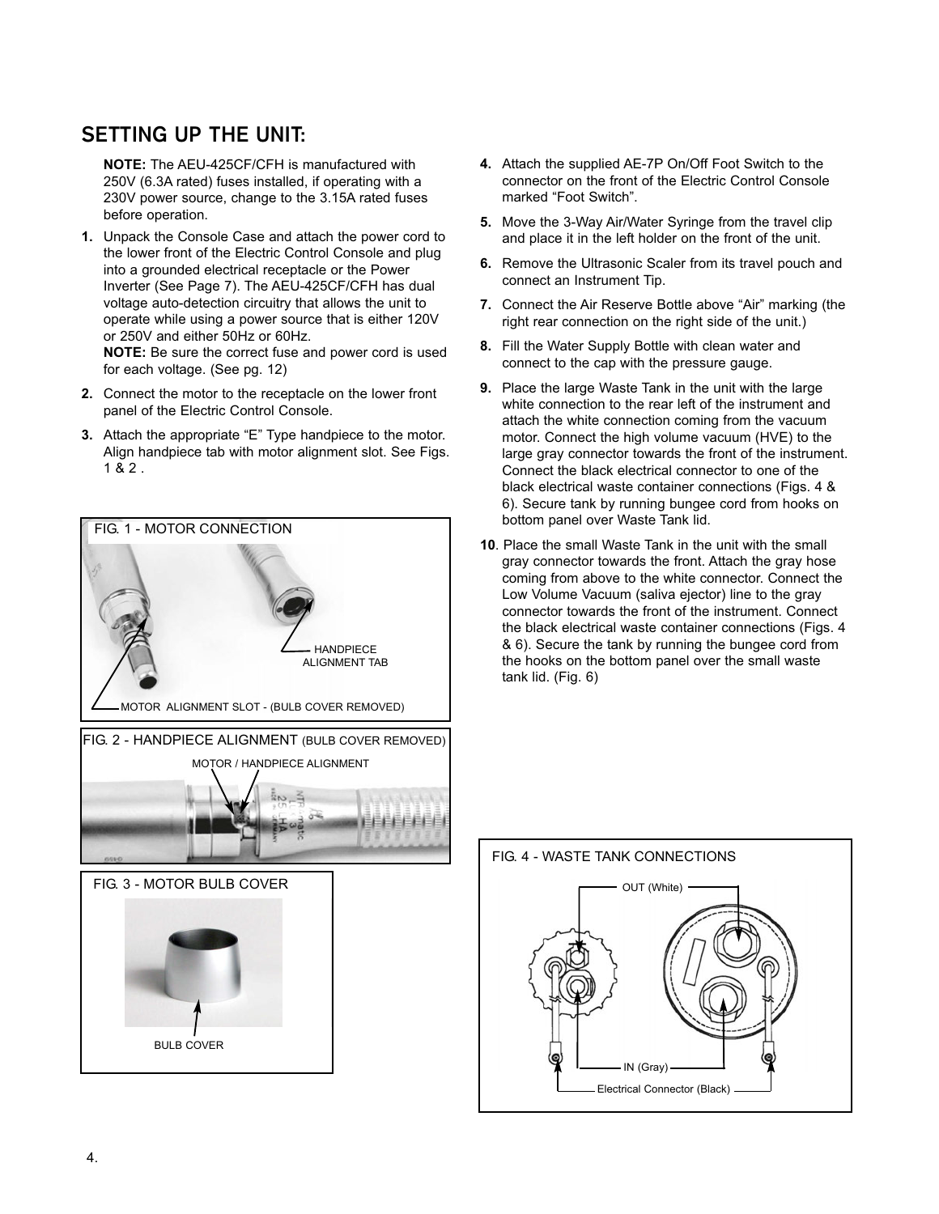## SETTING UP THE UNIT:

**NOTE:** The AEU-425CF/CFH is manufactured with 250V (6.3A rated) fuses installed, if operating with a 230V power source, change to the 3.15A rated fuses before operation.

1. Unpack the Console Case and attach the power cord to the lower front of the Electric Control Console and plug into a grounded electrical receptacle or the Power Inverter (See Page 7). The AEU-425CF/CFH has dual voltage auto-detection circuitry that allows the unit to operate while using a power source that is either 120V or 250V and either 50Hz or 60Hz.
   **NOTE:** Be sure the correct fuse and power cord is used for each voltage. (See pg. 12)
2. Connect the motor to the receptacle on the lower front panel of the Electric Control Console.
3. Attach the appropriate "E" Type handpiece to the motor. Align handpiece tab with motor alignment slot. See Figs. 1 & 2 .
4. Attach the supplied AE-7P On/Off Foot Switch to the connector on the front of the Electric Control Console marked "Foot Switch".
5. Move the 3-Way Air/Water Syringe from the travel clip and place it in the left holder on the front of the unit.
6. Remove the Ultrasonic Scaler from its travel pouch and connect an Instrument Tip.
7. Connect the Air Reserve Bottle above "Air" marking (the right rear connection on the right side of the unit.)
8. Fill the Water Supply Bottle with clean water and connect to the cap with the pressure gauge.
9. Place the large Waste Tank in the unit with the large white connection to the rear left of the instrument and attach the white connection coming from the vacuum motor. Connect the high volume vacuum (HVE) to the large gray connector towards the front of the instrument. Connect the black electrical connector to one of the black electrical waste container connections (Figs. 4 & 6). Secure tank by running bungee cord from hooks on bottom panel over Waste Tank lid.
10. Place the small Waste Tank in the unit with the small gray connector towards the front. Attach the gray hose coming from above to the white connector. Connect the Low Volume Vacuum (saliva ejector) line to the gray connector towards the front of the instrument. Connect the black electrical waste container connections (Figs. 4 & 6). Secure the tank by running the bungee cord from the hooks on the bottom panel over the small waste tank lid. (Fig. 6)

FIG. 1 - MOTOR CONNECTION

HANDPIECE ALIGNMENT TAB

MOTOR ALIGNMENT SLOT - (BULB COVER REMOVED)

FIG. 2 - HANDPIECE ALIGNMENT (BULB COVER REMOVED)

MOTOR / HANDPIECE ALIGNMENT

FIG. 3 - MOTOR BULB COVER

BULB COVER

FIG. 4 - WASTE TANK CONNECTIONS

OUT (White)

IN (Gray)

Electrical Connector (Black)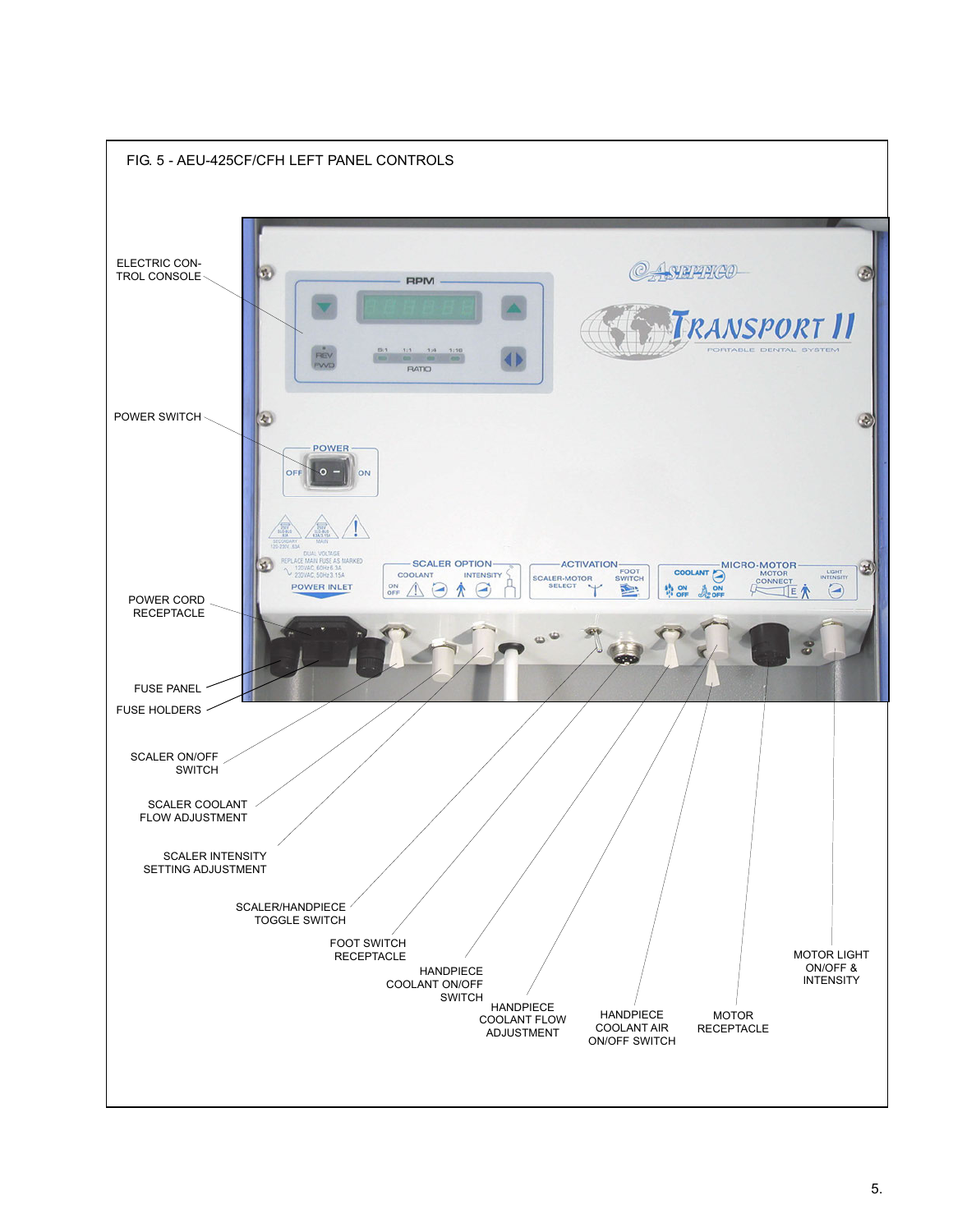FIG. 5 - AEU-425CF/CFH LEFT PANEL CONTROLS

ELECTRIC CONTROL CONSOLE

POWER SWITCH

POWER CORD RECEPTACLE

FUSE PANEL

FUSE HOLDERS

SCALER ON/OFF SWITCH

SCALER COOLANT FLOW ADJUSTMENT

SCALER INTENSITY SETTING ADJUSTMENT

SCALER/HANDPIECE TOGGLE SWITCH

FOOT SWITCH RECEPTACLE

HANDPIECE COOLANT ON/OFF SWITCH

HANDPIECE COOLANT FLOW ADJUSTMENT

HANDPIECE COOLANT AIR ON/OFF SWITCH

MOTOR RECEPTACLE

MOTOR LIGHT ON/OFF & INTENSITY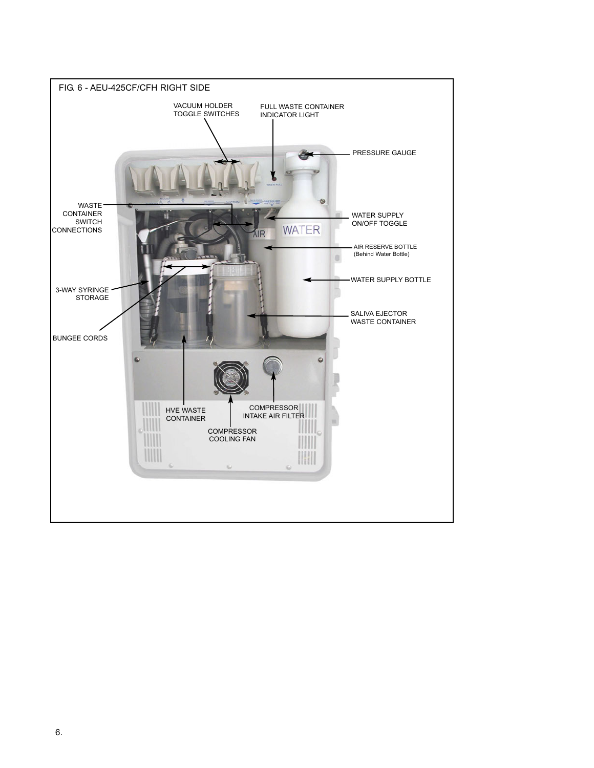FIG. 6 - AEU-425CF/CFH RIGHT SIDE

VACUUM HOLDER TOGGLE SWITCHES

FULL WASTE CONTAINER INDICATOR LIGHT

PRESSURE GAUGE

WASTE CONTAINER SWITCH CONNECTIONS

WATER SUPPLY ON/OFF TOGGLE

AIR RESERVE BOTTLE (Behind Water Bottle)

WATER SUPPLY BOTTLE

3-WAY SYRINGE STORAGE

SALIVA EJECTOR WASTE CONTAINER

BUNGEE CORDS

HVE WASTE CONTAINER

COMPRESSOR INTAKE AIR FILTER

COMPRESSOR COOLING FAN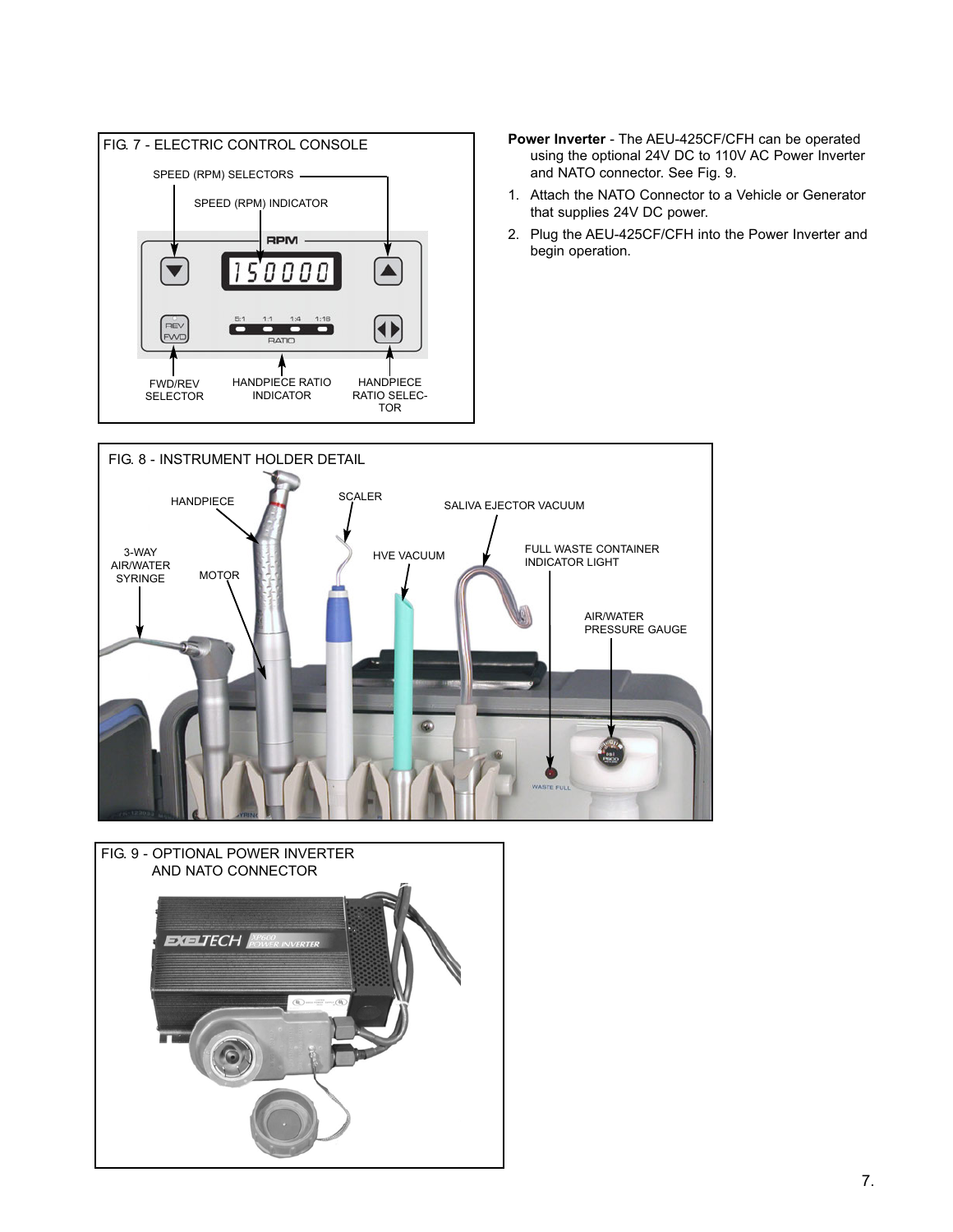FIG. 7 - ELECTRIC CONTROL CONSOLE

SPEED (RPM) SELECTORS

SPEED (RPM) INDICATOR

FWD/REV SELECTOR

HANDPIECE RATIO INDICATOR

HANDPIECE RATIO SELECTOR

**Power Inverter** - The AEU-425CF/CFH can be operated using the optional 24V DC to 110V AC Power Inverter and NATO connector. See Fig. 9.

1. Attach the NATO Connector to a Vehicle or Generator that supplies 24V DC power.
2. Plug the AEU-425CF/CFH into the Power Inverter and begin operation.

FIG. 8 - INSTRUMENT HOLDER DETAIL

HANDPIECE

SCALER

SALIVA EJECTOR VACUUM

3-WAY AIR/WATER SYRINGE

MOTOR

HVE VACUUM

FULL WASTE CONTAINER INDICATOR LIGHT

AIR/WATER PRESSURE GAUGE

FIG. 9 - OPTIONAL POWER INVERTER AND NATO CONNECTOR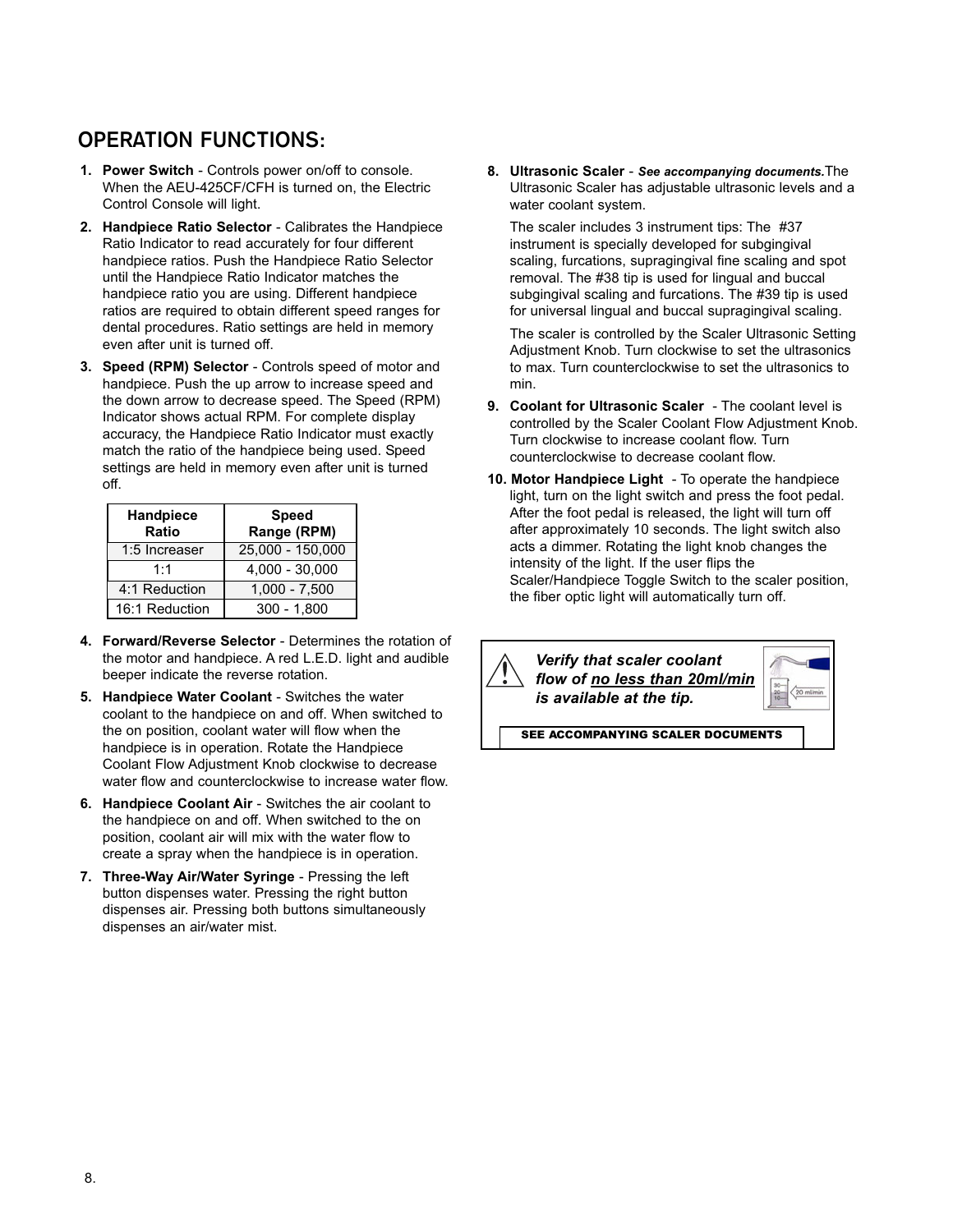## OPERATION FUNCTIONS:

1. **Power Switch** - Controls power on/off to console. When the AEU-425CF/CFH is turned on, the Electric Control Console will light.
2. **Handpiece Ratio Selector** - Calibrates the Handpiece Ratio Indicator to read accurately for four different handpiece ratios. Push the Handpiece Ratio Selector until the Handpiece Ratio Indicator matches the handpiece ratio you are using. Different handpiece ratios are required to obtain different speed ranges for dental procedures. Ratio settings are held in memory even after unit is turned off.
3. **Speed (RPM) Selector** - Controls speed of motor and handpiece. Push the up arrow to increase speed and the down arrow to decrease speed. The Speed (RPM) Indicator shows actual RPM. For complete display accuracy, the Handpiece Ratio Indicator must exactly match the ratio of the handpiece being used. Speed settings are held in memory even after unit is turned off.

| Handpiece Ratio | Speed Range (RPM) |
|---|---|
| 1:5 Increaser | 25,000 - 150,000 |
| 1:1 | 4,000 - 30,000 |
| 4:1 Reduction | 1,000 - 7,500 |
| 16:1 Reduction | 300 - 1,800 |

4. **Forward/Reverse Selector** - Determines the rotation of the motor and handpiece. A red L.E.D. light and audible beeper indicate the reverse rotation.
5. **Handpiece Water Coolant** - Switches the water coolant to the handpiece on and off. When switched to the on position, coolant water will flow when the handpiece is in operation. Rotate the Handpiece Coolant Flow Adjustment Knob clockwise to decrease water flow and counterclockwise to increase water flow.
6. **Handpiece Coolant Air** - Switches the air coolant to the handpiece on and off. When switched to the on position, coolant air will mix with the water flow to create a spray when the handpiece is in operation.
7. **Three-Way Air/Water Syringe** - Pressing the left button dispenses water. Pressing the right button dispenses air. Pressing both buttons simultaneously dispenses an air/water mist.
8. **Ultrasonic Scaler** - ***See accompanying documents.*** The Ultrasonic Scaler has adjustable ultrasonic levels and a water coolant system.

   The scaler includes 3 instrument tips: The #37 instrument is specially developed for subgingival scaling, furcations, supragingival fine scaling and spot removal. The #38 tip is used for lingual and buccal subgingival scaling and furcations. The #39 tip is used for universal lingual and buccal supragingival scaling.

   The scaler is controlled by the Scaler Ultrasonic Setting Adjustment Knob. Turn clockwise to set the ultrasonics to max. Turn counterclockwise to set the ultrasonics to min.
9. **Coolant for Ultrasonic Scaler** - The coolant level is controlled by the Scaler Coolant Flow Adjustment Knob. Turn clockwise to increase coolant flow. Turn counterclockwise to decrease coolant flow.
10. **Motor Handpiece Light** - To operate the handpiece light, turn on the light switch and press the foot pedal. After the foot pedal is released, the light will turn off after approximately 10 seconds. The light switch also acts a dimmer. Rotating the light knob changes the intensity of the light. If the user flips the Scaler/Handpiece Toggle Switch to the scaler position, the fiber optic light will automatically turn off.

> ***Verify that scaler coolant flow of no less than 20ml/min is available at the tip.***
>
> **SEE ACCOMPANYING SCALER DOCUMENTS**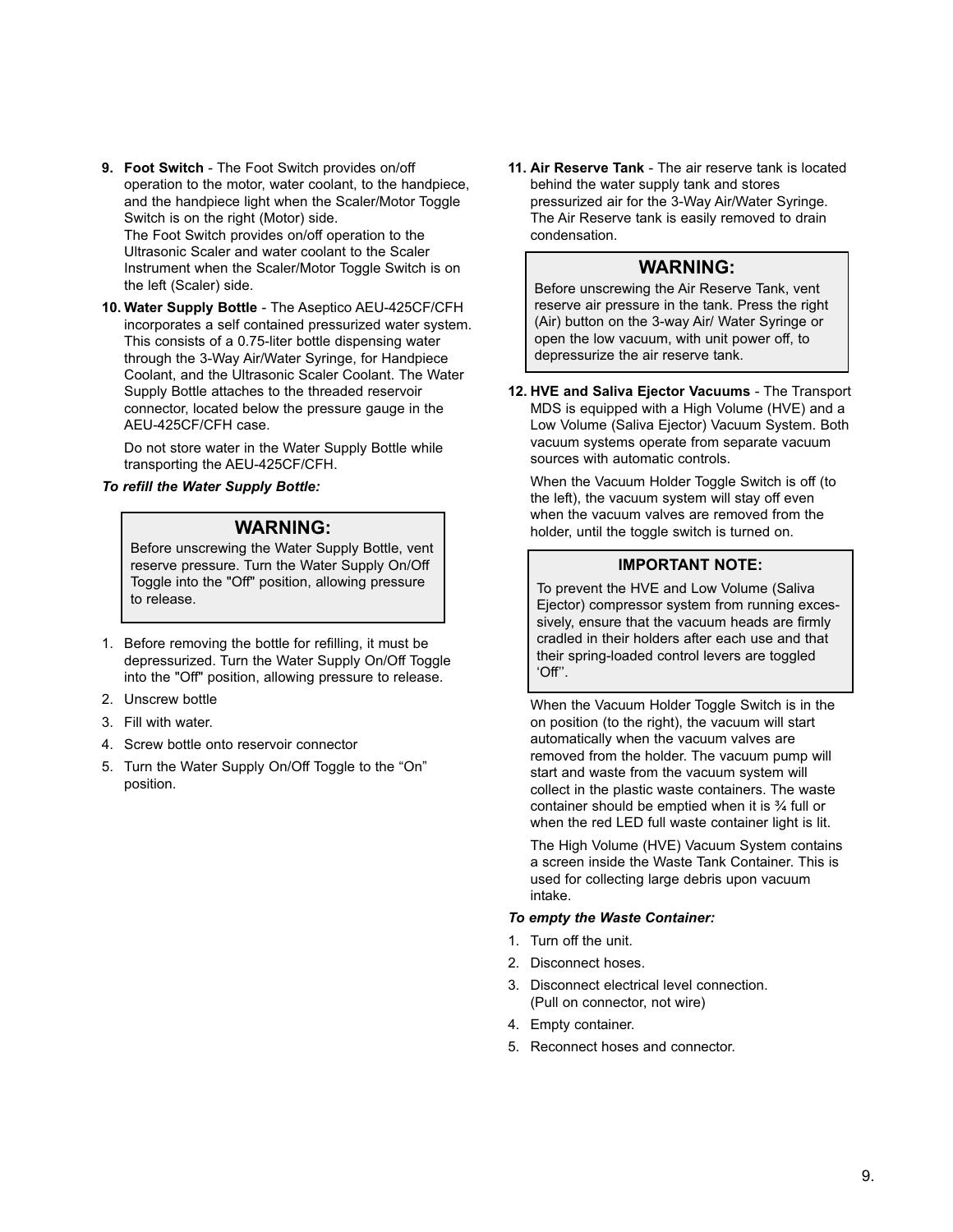9. **Foot Switch** - The Foot Switch provides on/off operation to the motor, water coolant, to the handpiece, and the handpiece light when the Scaler/Motor Toggle Switch is on the right (Motor) side.
   The Foot Switch provides on/off operation to the Ultrasonic Scaler and water coolant to the Scaler Instrument when the Scaler/Motor Toggle Switch is on the left (Scaler) side.

10. **Water Supply Bottle** - The Aseptico AEU-425CF/CFH incorporates a self contained pressurized water system. This consists of a 0.75-liter bottle dispensing water through the 3-Way Air/Water Syringe, for Handpiece Coolant, and the Ultrasonic Scaler Coolant. The Water Supply Bottle attaches to the threaded reservoir connector, located below the pressure gauge in the AEU-425CF/CFH case.

    Do not store water in the Water Supply Bottle while transporting the AEU-425CF/CFH.

***To refill the Water Supply Bottle:***

> **WARNING:**
> Before unscrewing the Water Supply Bottle, vent reserve pressure. Turn the Water Supply On/Off Toggle into the "Off" position, allowing pressure to release.

1. Before removing the bottle for refilling, it must be depressurized. Turn the Water Supply On/Off Toggle into the "Off" position, allowing pressure to release.
2. Unscrew bottle
3. Fill with water.
4. Screw bottle onto reservoir connector
5. Turn the Water Supply On/Off Toggle to the “On” position.

11. **Air Reserve Tank** - The air reserve tank is located behind the water supply tank and stores pressurized air for the 3-Way Air/Water Syringe. The Air Reserve tank is easily removed to drain condensation.

> **WARNING:**
> Before unscrewing the Air Reserve Tank, vent reserve air pressure in the tank. Press the right (Air) button on the 3-way Air/ Water Syringe or open the low vacuum, with unit power off, to depressurize the air reserve tank.

12. **HVE and Saliva Ejector Vacuums** - The Transport MDS is equipped with a High Volume (HVE) and a Low Volume (Saliva Ejector) Vacuum System. Both vacuum systems operate from separate vacuum sources with automatic controls.

    When the Vacuum Holder Toggle Switch is off (to the left), the vacuum system will stay off even when the vacuum valves are removed from the holder, until the toggle switch is turned on.

> **IMPORTANT NOTE:**
> To prevent the HVE and Low Volume (Saliva Ejector) compressor system from running excessively, ensure that the vacuum heads are firmly cradled in their holders after each use and that their spring-loaded control levers are toggled ‘Off’’.

When the Vacuum Holder Toggle Switch is in the on position (to the right), the vacuum will start automatically when the vacuum valves are removed from the holder. The vacuum pump will start and waste from the vacuum system will collect in the plastic waste containers. The waste container should be emptied when it is ¾ full or when the red LED full waste container light is lit.

The High Volume (HVE) Vacuum System contains a screen inside the Waste Tank Container. This is used for collecting large debris upon vacuum intake.

***To empty the Waste Container:***

1. Turn off the unit.
2. Disconnect hoses.
3. Disconnect electrical level connection. (Pull on connector, not wire)
4. Empty container.
5. Reconnect hoses and connector.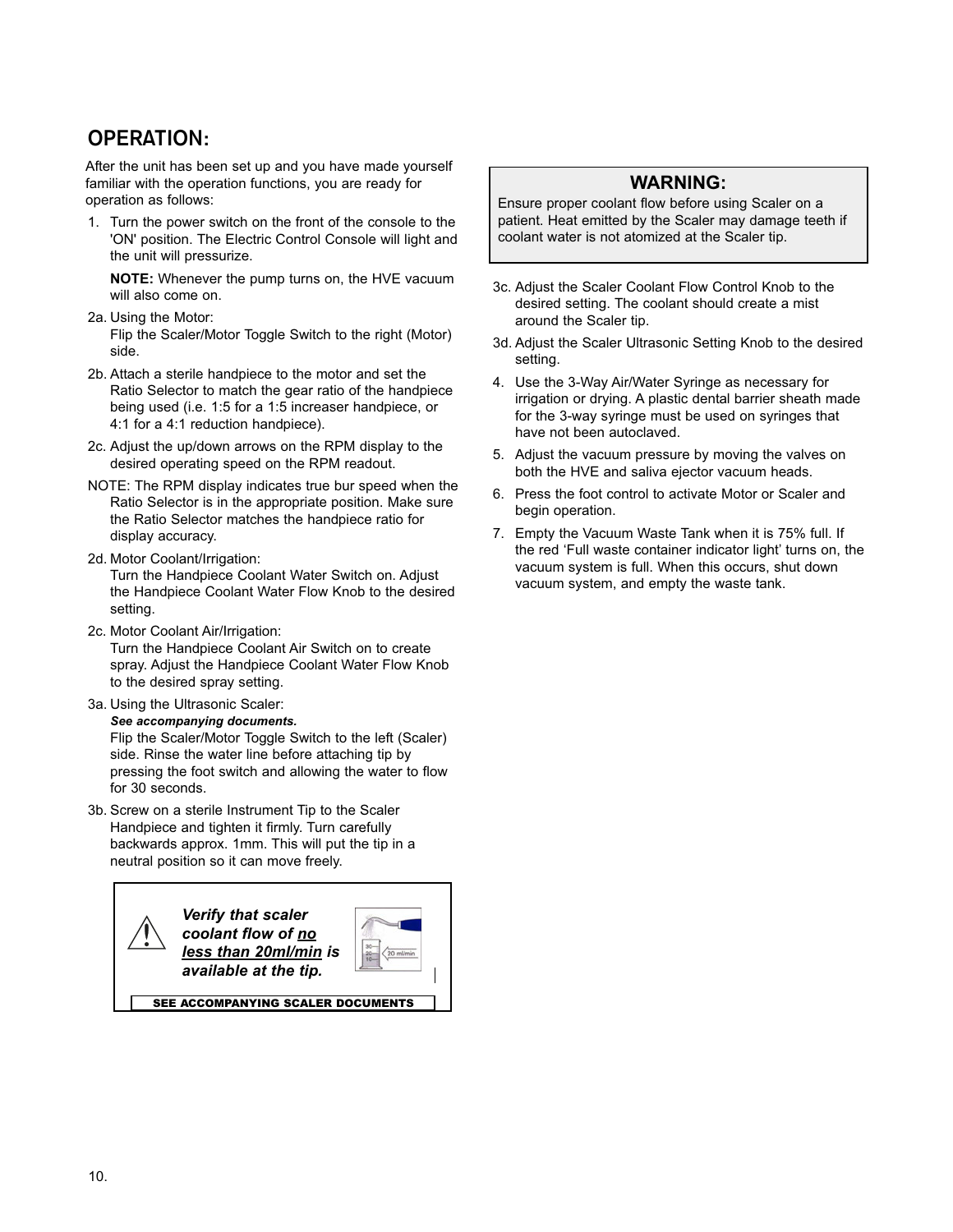## OPERATION:

After the unit has been set up and you have made yourself familiar with the operation functions, you are ready for operation as follows:

1. Turn the power switch on the front of the console to the 'ON' position. The Electric Control Console will light and the unit will pressurize.

   **NOTE:** Whenever the pump turns on, the HVE vacuum will also come on.

2a. Using the Motor:
Flip the Scaler/Motor Toggle Switch to the right (Motor) side.

2b. Attach a sterile handpiece to the motor and set the Ratio Selector to match the gear ratio of the handpiece being used (i.e. 1:5 for a 1:5 increaser handpiece, or 4:1 for a 4:1 reduction handpiece).

2c. Adjust the up/down arrows on the RPM display to the desired operating speed on the RPM readout.

NOTE: The RPM display indicates true bur speed when the Ratio Selector is in the appropriate position. Make sure the Ratio Selector matches the handpiece ratio for display accuracy.

2d. Motor Coolant/Irrigation:
Turn the Handpiece Coolant Water Switch on. Adjust the Handpiece Coolant Water Flow Knob to the desired setting.

2c. Motor Coolant Air/Irrigation:
Turn the Handpiece Coolant Air Switch on to create spray. Adjust the Handpiece Coolant Water Flow Knob to the desired spray setting.

3a. Using the Ultrasonic Scaler:
***See accompanying documents.***
Flip the Scaler/Motor Toggle Switch to the left (Scaler) side. Rinse the water line before attaching tip by pressing the foot switch and allowing the water to flow for 30 seconds.

3b. Screw on a sterile Instrument Tip to the Scaler Handpiece and tighten it firmly. Turn carefully backwards approx. 1mm. This will put the tip in a neutral position so it can move freely.

> ***Verify that scaler coolant flow of <u>no less than 20ml/min</u> is available at the tip.***
>
> **SEE ACCOMPANYING SCALER DOCUMENTS**

> **WARNING:**
>
> Ensure proper coolant flow before using Scaler on a patient. Heat emitted by the Scaler may damage teeth if coolant water is not atomized at the Scaler tip.

3c. Adjust the Scaler Coolant Flow Control Knob to the desired setting. The coolant should create a mist around the Scaler tip.

3d. Adjust the Scaler Ultrasonic Setting Knob to the desired setting.

4. Use the 3-Way Air/Water Syringe as necessary for irrigation or drying. A plastic dental barrier sheath made for the 3-way syringe must be used on syringes that have not been autoclaved.

5. Adjust the vacuum pressure by moving the valves on both the HVE and saliva ejector vacuum heads.

6. Press the foot control to activate Motor or Scaler and begin operation.

7. Empty the Vacuum Waste Tank when it is 75% full. If the red 'Full waste container indicator light' turns on, the vacuum system is full. When this occurs, shut down vacuum system, and empty the waste tank.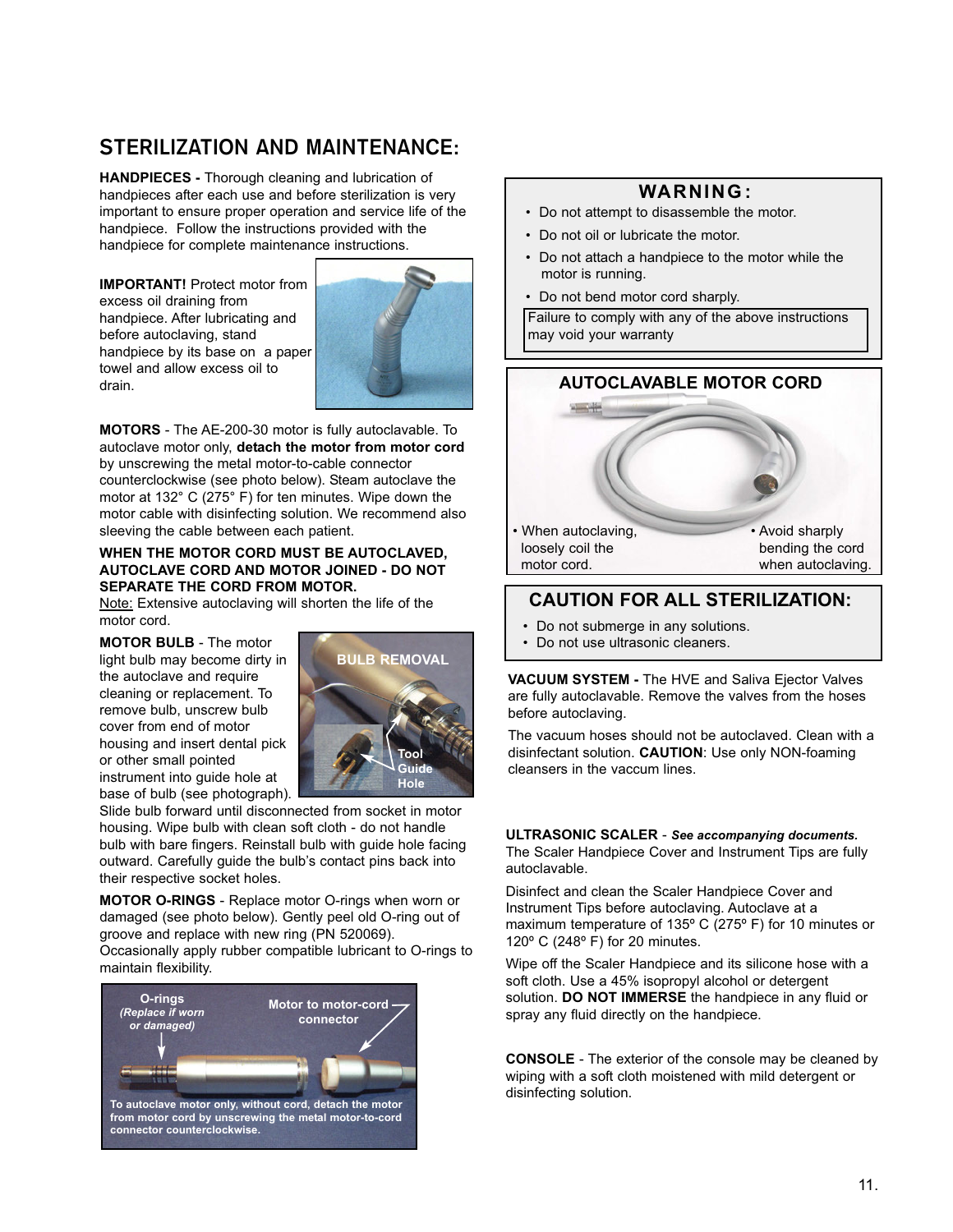## STERILIZATION AND MAINTENANCE:

**HANDPIECES -** Thorough cleaning and lubrication of handpieces after each use and before sterilization is very important to ensure proper operation and service life of the handpiece. Follow the instructions provided with the handpiece for complete maintenance instructions.

**IMPORTANT!** Protect motor from excess oil draining from handpiece. After lubricating and before autoclaving, stand handpiece by its base on a paper towel and allow excess oil to drain.

**MOTORS** - The AE-200-30 motor is fully autoclavable. To autoclave motor only, **detach the motor from motor cord** by unscrewing the metal motor-to-cable connector counterclockwise (see photo below). Steam autoclave the motor at 132° C (275° F) for ten minutes. Wipe down the motor cable with disinfecting solution. We recommend also sleeving the cable between each patient.

**WHEN THE MOTOR CORD MUST BE AUTOCLAVED, AUTOCLAVE CORD AND MOTOR JOINED - DO NOT SEPARATE THE CORD FROM MOTOR.**

Note: Extensive autoclaving will shorten the life of the motor cord.

**MOTOR BULB** - The motor light bulb may become dirty in the autoclave and require cleaning or replacement. To remove bulb, unscrew bulb cover from end of motor housing and insert dental pick or other small pointed instrument into guide hole at base of bulb (see photograph). Slide bulb forward until disconnected from socket in motor housing. Wipe bulb with clean soft cloth - do not handle bulb with bare fingers. Reinstall bulb with guide hole facing outward. Carefully guide the bulb's contact pins back into their respective socket holes.

BULB REMOVAL

Tool Guide Hole

**MOTOR O-RINGS** - Replace motor O-rings when worn or damaged (see photo below). Gently peel old O-ring out of groove and replace with new ring (PN 520069). Occasionally apply rubber compatible lubricant to O-rings to maintain flexibility.

O-rings *(Replace if worn or damaged)*

Motor to motor-cord connector

**To autoclave motor only, without cord, detach the motor from motor cord by unscrewing the metal motor-to-cord connector counterclockwise.**

### WARNING:

- Do not attempt to disassemble the motor.
- Do not oil or lubricate the motor.
- Do not attach a handpiece to the motor while the motor is running.
- Do not bend motor cord sharply.

Failure to comply with any of the above instructions may void your warranty

### AUTOCLAVABLE MOTOR CORD

- When autoclaving, loosely coil the motor cord.
- Avoid sharply bending the cord when autoclaving.

### CAUTION FOR ALL STERILIZATION:

- Do not submerge in any solutions.
- Do not use ultrasonic cleaners.

**VACUUM SYSTEM -** The HVE and Saliva Ejector Valves are fully autoclavable. Remove the valves from the hoses before autoclaving.

The vacuum hoses should not be autoclaved. Clean with a disinfectant solution. **CAUTION**: Use only NON-foaming cleansers in the vaccum lines.

**ULTRASONIC SCALER** - ***See accompanying documents.*** The Scaler Handpiece Cover and Instrument Tips are fully autoclavable.

Disinfect and clean the Scaler Handpiece Cover and Instrument Tips before autoclaving. Autoclave at a maximum temperature of 135º C (275º F) for 10 minutes or 120º C (248º F) for 20 minutes.

Wipe off the Scaler Handpiece and its silicone hose with a soft cloth. Use a 45% isopropyl alcohol or detergent solution. **DO NOT IMMERSE** the handpiece in any fluid or spray any fluid directly on the handpiece.

**CONSOLE** - The exterior of the console may be cleaned by wiping with a soft cloth moistened with mild detergent or disinfecting solution.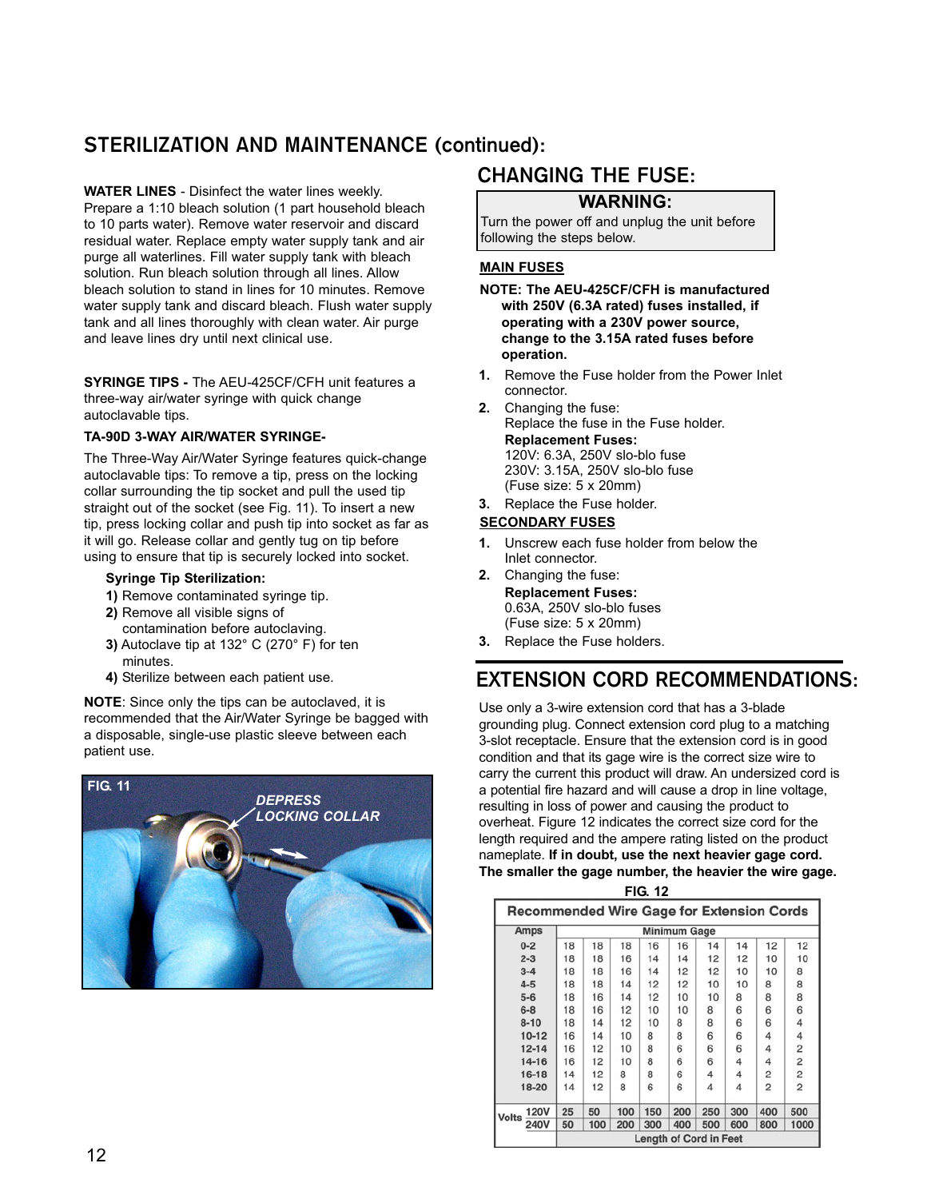## STERILIZATION AND MAINTENANCE (continued):

**WATER LINES** - Disinfect the water lines weekly. Prepare a 1:10 bleach solution (1 part household bleach to 10 parts water). Remove water reservoir and discard residual water. Replace empty water supply tank and air purge all waterlines. Fill water supply tank with bleach solution. Run bleach solution through all lines. Allow bleach solution to stand in lines for 10 minutes. Remove water supply tank and discard bleach. Flush water supply tank and all lines thoroughly with clean water. Air purge and leave lines dry until next clinical use.

**SYRINGE TIPS -** The AEU-425CF/CFH unit features a three-way air/water syringe with quick change autoclavable tips.

**TA-90D 3-WAY AIR/WATER SYRINGE-**

The Three-Way Air/Water Syringe features quick-change autoclavable tips: To remove a tip, press on the locking collar surrounding the tip socket and pull the used tip straight out of the socket (see Fig. 11). To insert a new tip, press locking collar and push tip into socket as far as it will go. Release collar and gently tug on tip before using to ensure that tip is securely locked into socket.

**Syringe Tip Sterilization:**

1) Remove contaminated syringe tip.
2) Remove all visible signs of contamination before autoclaving.
3) Autoclave tip at 132° C (270° F) for ten minutes.
4) Sterilize between each patient use.

**NOTE**: Since only the tips can be autoclaved, it is recommended that the Air/Water Syringe be bagged with a disposable, single-use plastic sleeve between each patient use.

FIG. 11 — *DEPRESS LOCKING COLLAR*

## CHANGING THE FUSE:

**WARNING:**
Turn the power off and unplug the unit before following the steps below.

**MAIN FUSES**

**NOTE: The AEU-425CF/CFH is manufactured with 250V (6.3A rated) fuses installed, if operating with a 230V power source, change to the 3.15A rated fuses before operation.**

1. Remove the Fuse holder from the Power Inlet connector.
2. Changing the fuse:
   Replace the fuse in the Fuse holder.
   **Replacement Fuses:**
   120V: 6.3A, 250V slo-blo fuse
   230V: 3.15A, 250V slo-blo fuse
   (Fuse size: 5 x 20mm)
3. Replace the Fuse holder.

**SECONDARY FUSES**

1. Unscrew each fuse holder from below the Inlet connector.
2. Changing the fuse:
   **Replacement Fuses:**
   0.63A, 250V slo-blo fuses
   (Fuse size: 5 x 20mm)
3. Replace the Fuse holders.

## EXTENSION CORD RECOMMENDATIONS:

Use only a 3-wire extension cord that has a 3-blade grounding plug. Connect extension cord plug to a matching 3-slot receptacle. Ensure that the extension cord is in good condition and that its gage wire is the correct size wire to carry the current this product will draw. An undersized cord is a potential fire hazard and will cause a drop in line voltage, resulting in loss of power and causing the product to overheat. Figure 12 indicates the correct size cord for the length required and the ampere rating listed on the product nameplate. **If in doubt, use the next heavier gage cord. The smaller the gage number, the heavier the wire gage.**

FIG. 12

**Recommended Wire Gage for Extension Cords**

| Amps | Minimum Gage | | | | | | | | |
|---|---|---|---|---|---|---|---|---|---|
| 0-2 | 18 | 18 | 18 | 16 | 16 | 14 | 14 | 12 | 12 |
| 2-3 | 18 | 18 | 16 | 14 | 14 | 12 | 12 | 10 | 10 |
| 3-4 | 18 | 18 | 16 | 14 | 12 | 12 | 10 | 10 | 8 |
| 4-5 | 18 | 18 | 14 | 12 | 12 | 10 | 10 | 8 | 8 |
| 5-6 | 18 | 16 | 14 | 12 | 10 | 10 | 8 | 8 | 8 |
| 6-8 | 18 | 16 | 12 | 10 | 10 | 8 | 6 | 6 | 6 |
| 8-10 | 18 | 14 | 12 | 10 | 8 | 8 | 6 | 6 | 4 |
| 10-12 | 16 | 14 | 10 | 8 | 8 | 6 | 6 | 4 | 4 |
| 12-14 | 16 | 12 | 10 | 8 | 6 | 6 | 6 | 4 | 2 |
| 14-16 | 16 | 12 | 10 | 8 | 6 | 6 | 4 | 4 | 2 |
| 16-18 | 14 | 12 | 8 | 8 | 6 | 4 | 4 | 2 | 2 |
| 18-20 | 14 | 12 | 8 | 6 | 6 | 4 | 4 | 2 | 2 |
| Volts 120V | 25 | 50 | 100 | 150 | 200 | 250 | 300 | 400 | 500 |
| Volts 240V | 50 | 100 | 200 | 300 | 400 | 500 | 600 | 800 | 1000 |
| | Length of Cord in Feet | | | | | | | | |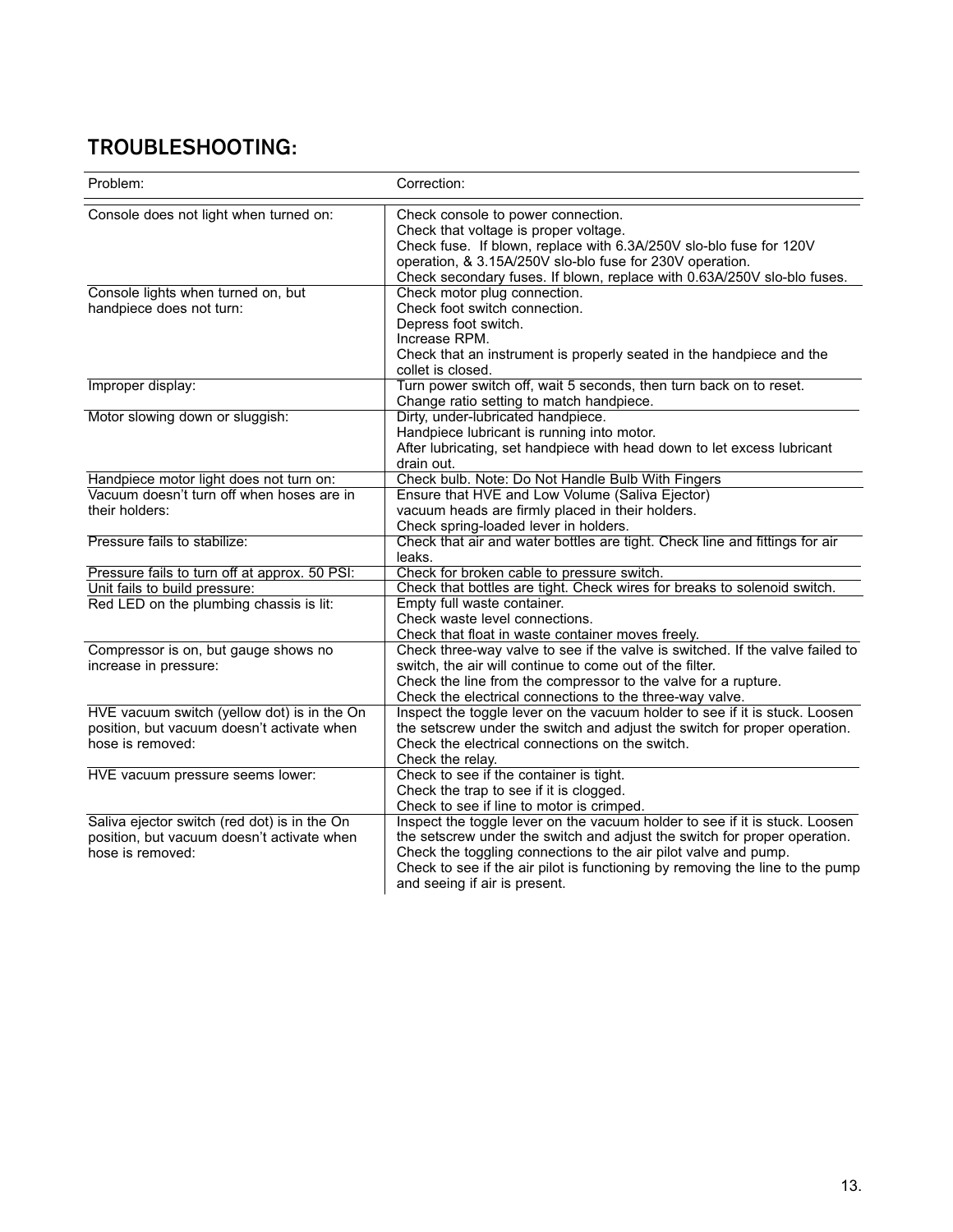## TROUBLESHOOTING:

| Problem: | Correction: |
|---|---|
| Console does not light when turned on: | Check console to power connection.<br>Check that voltage is proper voltage.<br>Check fuse. If blown, replace with 6.3A/250V slo-blo fuse for 120V operation, & 3.15A/250V slo-blo fuse for 230V operation.<br>Check secondary fuses. If blown, replace with 0.63A/250V slo-blo fuses. |
| Console lights when turned on, but handpiece does not turn: | Check motor plug connection.<br>Check foot switch connection.<br>Depress foot switch.<br>Increase RPM.<br>Check that an instrument is properly seated in the handpiece and the collet is closed. |
| Improper display: | Turn power switch off, wait 5 seconds, then turn back on to reset.<br>Change ratio setting to match handpiece. |
| Motor slowing down or sluggish: | Dirty, under-lubricated handpiece.<br>Handpiece lubricant is running into motor.<br>After lubricating, set handpiece with head down to let excess lubricant drain out. |
| Handpiece motor light does not turn on: | Check bulb. Note: Do Not Handle Bulb With Fingers |
| Vacuum doesn't turn off when hoses are in their holders: | Ensure that HVE and Low Volume (Saliva Ejector) vacuum heads are firmly placed in their holders.<br>Check spring-loaded lever in holders. |
| Pressure fails to stabilize: | Check that air and water bottles are tight. Check line and fittings for air leaks. |
| Pressure fails to turn off at approx. 50 PSI: | Check for broken cable to pressure switch. |
| Unit fails to build pressure: | Check that bottles are tight. Check wires for breaks to solenoid switch. |
| Red LED on the plumbing chassis is lit: | Empty full waste container.<br>Check waste level connections.<br>Check that float in waste container moves freely. |
| Compressor is on, but gauge shows no increase in pressure: | Check three-way valve to see if the valve is switched. If the valve failed to switch, the air will continue to come out of the filter.<br>Check the line from the compressor to the valve for a rupture.<br>Check the electrical connections to the three-way valve. |
| HVE vacuum switch (yellow dot) is in the On position, but vacuum doesn't activate when hose is removed: | Inspect the toggle lever on the vacuum holder to see if it is stuck. Loosen the setscrew under the switch and adjust the switch for proper operation.<br>Check the electrical connections on the switch.<br>Check the relay. |
| HVE vacuum pressure seems lower: | Check to see if the container is tight.<br>Check the trap to see if it is clogged.<br>Check to see if line to motor is crimped. |
| Saliva ejector switch (red dot) is in the On position, but vacuum doesn't activate when hose is removed: | Inspect the toggle lever on the vacuum holder to see if it is stuck. Loosen the setscrew under the switch and adjust the switch for proper operation.<br>Check the toggling connections to the air pilot valve and pump.<br>Check to see if the air pilot is functioning by removing the line to the pump and seeing if air is present. |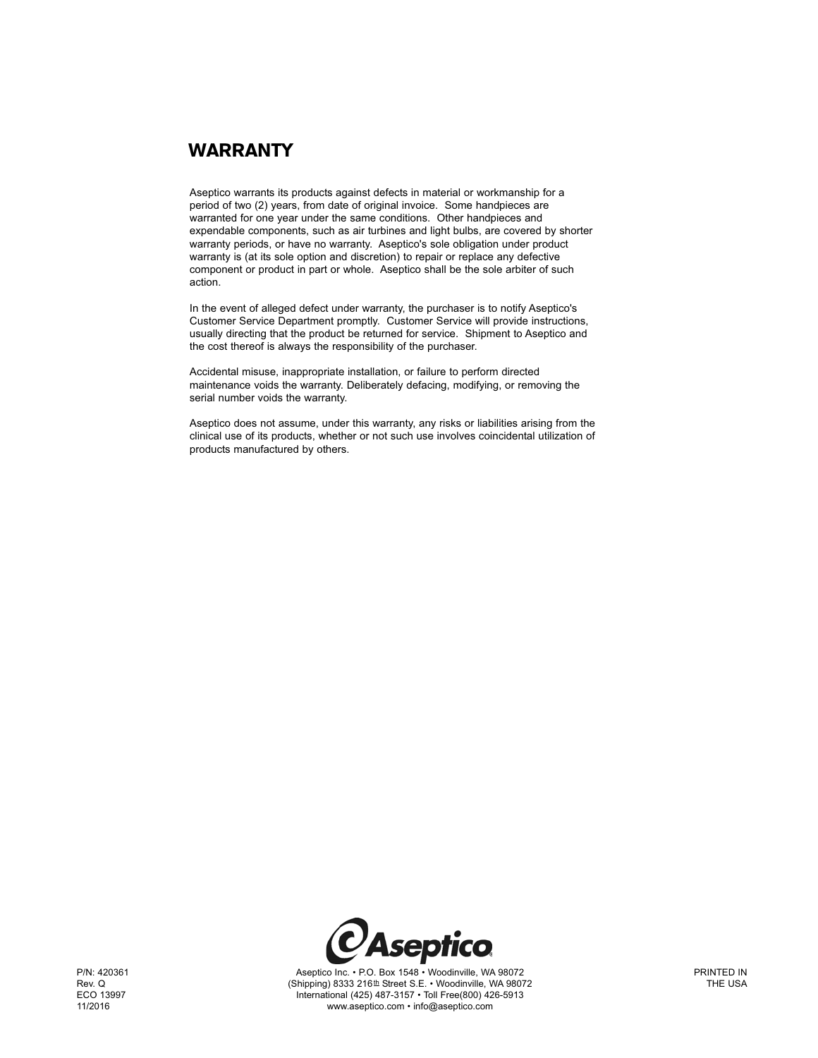## WARRANTY

Aseptico warrants its products against defects in material or workmanship for a period of two (2) years, from date of original invoice. Some handpieces are warranted for one year under the same conditions. Other handpieces and expendable components, such as air turbines and light bulbs, are covered by shorter warranty periods, or have no warranty. Aseptico's sole obligation under product warranty is (at its sole option and discretion) to repair or replace any defective component or product in part or whole. Aseptico shall be the sole arbiter of such action.

In the event of alleged defect under warranty, the purchaser is to notify Aseptico's Customer Service Department promptly. Customer Service will provide instructions, usually directing that the product be returned for service. Shipment to Aseptico and the cost thereof is always the responsibility of the purchaser.

Accidental misuse, inappropriate installation, or failure to perform directed maintenance voids the warranty. Deliberately defacing, modifying, or removing the serial number voids the warranty.

Aseptico does not assume, under this warranty, any risks or liabilities arising from the clinical use of its products, whether or not such use involves coincidental utilization of products manufactured by others.

Aseptico

P/N: 420361
Rev. Q
ECO 13997
11/2016

Aseptico Inc. • P.O. Box 1548 • Woodinville, WA 98072
(Shipping) 8333 216th Street S.E. • Woodinville, WA 98072
International (425) 487-3157 • Toll Free(800) 426-5913
www.aseptico.com • info@aseptico.com

PRINTED IN THE USA